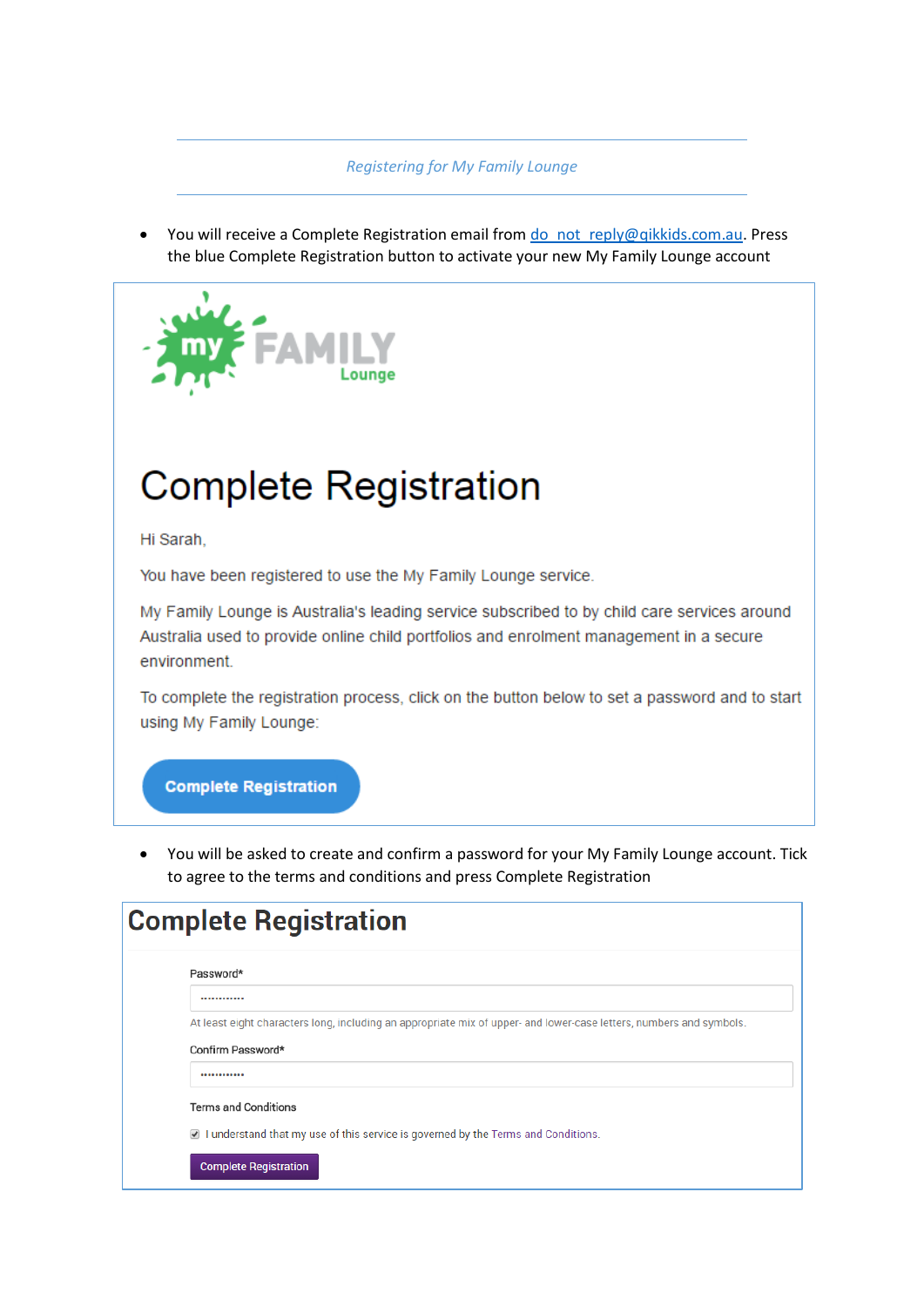*Registering for My Family Lounge*

- You will receive a Complete Registration email from do_not_reply@qikkids.com.au. Press the blue Complete Registration button to activate your new My Family Lounge account

my FAMILY Lounge

# Complete Registration

Hi Sarah,

You have been registered to use the My Family Lounge service.

My Family Lounge is Australia's leading service subscribed to by child care services around Australia used to provide online child portfolios and enrolment management in a secure environment.

To complete the registration process, click on the button below to set a password and to start using My Family Lounge:

**Complete Registration**

- You will be asked to create and confirm a password for your My Family Lounge account. Tick to agree to the terms and conditions and press Complete Registration

# Complete Registration

Password*

············

At least eight characters long, including an appropriate mix of upper- and lower-case letters, numbers and symbols.

Confirm Password*

············

Terms and Conditions

☑ I understand that my use of this service is governed by the Terms and Conditions.

Complete Registration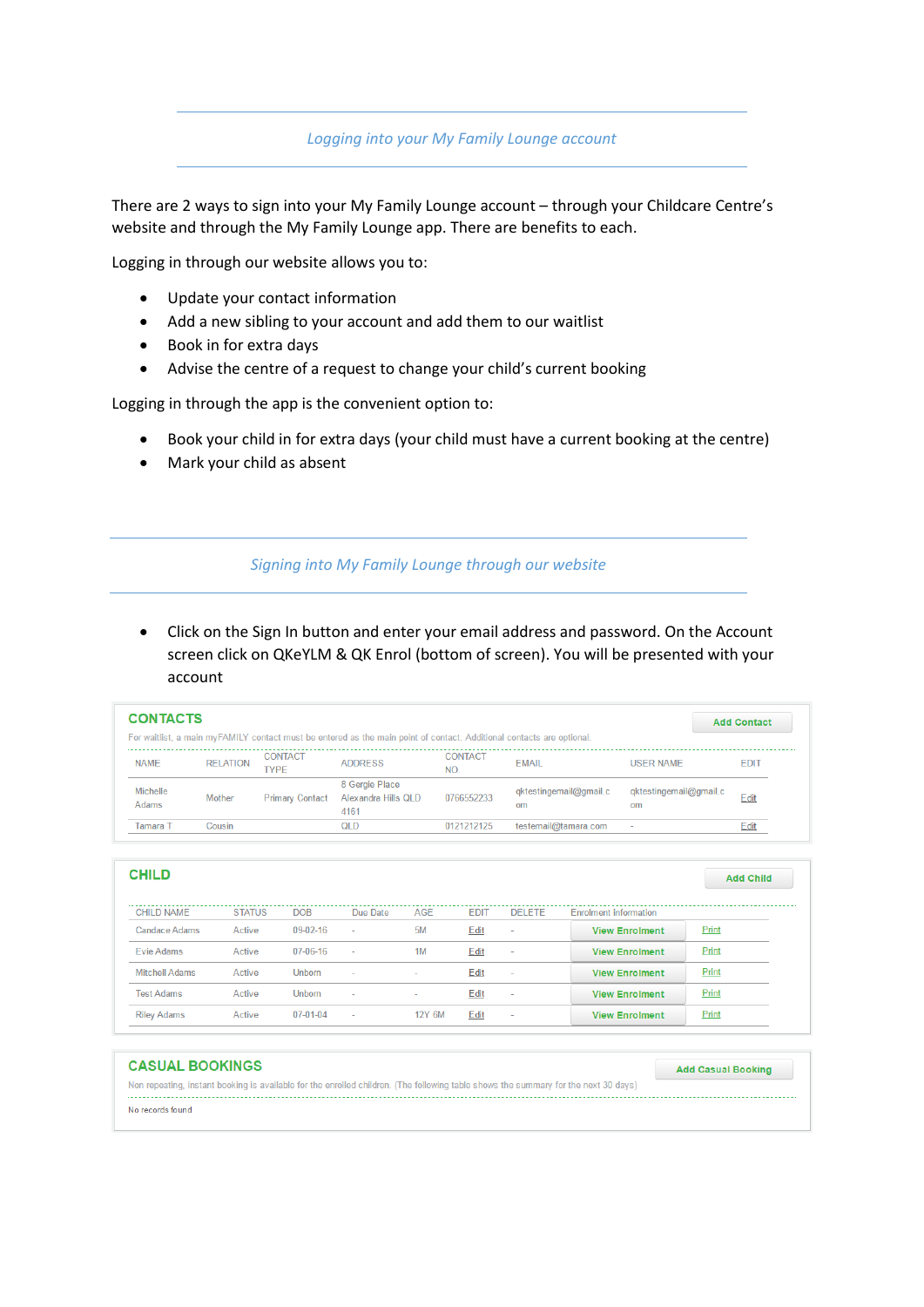## *Logging into your My Family Lounge account*

There are 2 ways to sign into your My Family Lounge account – through your Childcare Centre's website and through the My Family Lounge app. There are benefits to each.

Logging in through our website allows you to:

- Update your contact information
- Add a new sibling to your account and add them to our waitlist
- Book in for extra days
- Advise the centre of a request to change your child's current booking

Logging in through the app is the convenient option to:

- Book your child in for extra days (your child must have a current booking at the centre)
- Mark your child as absent

## *Signing into My Family Lounge through our website*

- Click on the Sign In button and enter your email address and password. On the Account screen click on QKeYLM & QK Enrol (bottom of screen). You will be presented with your account

**CONTACTS** — Add Contact

For waitlist, a main myFAMILY contact must be entered as the main point of contact. Additional contacts are optional.

| NAME | RELATION | CONTACT TYPE | ADDRESS | CONTACT NO | EMAIL | USER NAME | EDIT |
|---|---|---|---|---|---|---|---|
| Michelle Adams | Mother | Primary Contact | 8 Gergle Place Alexandra Hills QLD 4161 | 0766552233 | qktestingemail@gmail.com | qktestingemail@gmail.com | Edit |
| Tamara T | Cousin | | QLD | 0121212125 | testemail@tamara.com | - | Edit |

**CHILD** — Add Child

| CHILD NAME | STATUS | DOB | Due Date | AGE | EDIT | DELETE | Enrolment Information | |
|---|---|---|---|---|---|---|---|---|
| Candace Adams | Active | 09-02-16 | - | 5M | Edit | - | View Enrolment | Print |
| Evie Adams | Active | 07-06-16 | - | 1M | Edit | - | View Enrolment | Print |
| Mitchell Adams | Active | Unborn | - | - | Edit | - | View Enrolment | Print |
| Test Adams | Active | Unborn | - | - | Edit | - | View Enrolment | Print |
| Riley Adams | Active | 07-01-04 | - | 12Y 6M | Edit | - | View Enrolment | Print |

**CASUAL BOOKINGS** — Add Casual Booking

Non repeating, instant booking is available for the enrolled children. (The following table shows the summary for the next 30 days)

No records found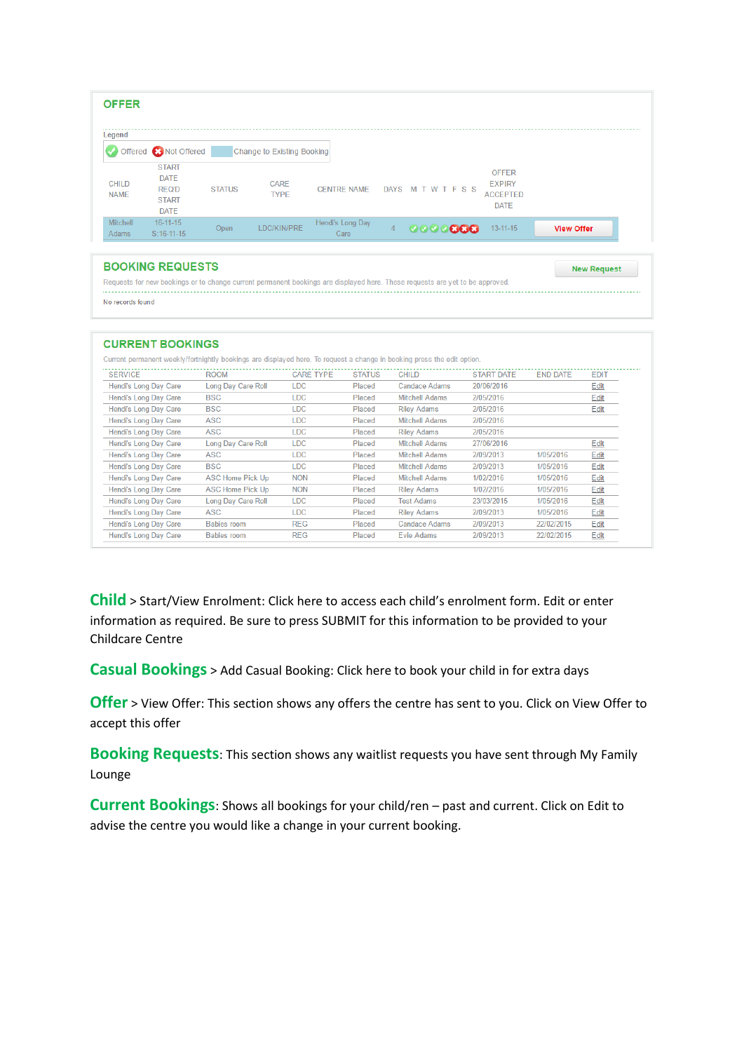## OFFER

Legend

Offered | Not Offered | Change to Existing Booking

| CHILD NAME | START DATE REQ'D START DATE | STATUS | CARE TYPE | CENTRE NAME | DAYS | M T W T F S S | OFFER EXPIRY ACCEPTED DATE | |
|---|---|---|---|---|---|---|---|---|
| Mitchell Adams | 16-11-15 S:16-11-15 | Open | LDC/KIN/PRE | Hendl's Long Day Care | 4 | ✓ ✓ ✓ ✓ ✗ ✗ ✗ | 13-11-15 | View Offer |

## BOOKING REQUESTS

New Request

Requests for new bookings or to change current permanent bookings are displayed here. These requests are yet to be approved.

No records found

## CURRENT BOOKINGS

Current permanent weekly/fortnightly bookings are displayed here. To request a change in booking press the edit option.

| SERVICE | ROOM | CARE TYPE | STATUS | CHILD | START DATE | END DATE | EDIT |
|---|---|---|---|---|---|---|---|
| Hendl's Long Day Care | Long Day Care Roll | LDC | Placed | Candace Adams | 20/06/2016 | | Edit |
| Hendl's Long Day Care | BSC | LDC | Placed | Mitchell Adams | 2/05/2016 | | Edit |
| Hendl's Long Day Care | BSC | LDC | Placed | Riley Adams | 2/05/2016 | | Edit |
| Hendl's Long Day Care | ASC | LDC | Placed | Mitchell Adams | 2/05/2016 | | |
| Hendl's Long Day Care | ASC | LDC | Placed | Riley Adams | 2/05/2016 | | |
| Hendl's Long Day Care | Long Day Care Roll | LDC | Placed | Mitchell Adams | 27/06/2016 | | Edit |
| Hendl's Long Day Care | ASC | LDC | Placed | Mitchell Adams | 2/09/2013 | 1/05/2016 | Edit |
| Hendl's Long Day Care | BSC | LDC | Placed | Mitchell Adams | 2/09/2013 | 1/05/2016 | Edit |
| Hendl's Long Day Care | ASC Home Pick Up | NON | Placed | Mitchell Adams | 1/02/2016 | 1/05/2016 | Edit |
| Hendl's Long Day Care | ASC Home Pick Up | NON | Placed | Riley Adams | 1/02/2016 | 1/05/2016 | Edit |
| Hendl's Long Day Care | Long Day Care Roll | LDC | Placed | Test Adams | 23/03/2015 | 1/05/2016 | Edit |
| Hendl's Long Day Care | ASC | LDC | Placed | Riley Adams | 2/09/2013 | 1/05/2016 | Edit |
| Hendl's Long Day Care | Babies room | REG | Placed | Candace Adams | 2/09/2013 | 22/02/2015 | Edit |
| Hendl's Long Day Care | Babies room | REG | Placed | Evie Adams | 2/09/2013 | 22/02/2015 | Edit |

**Child** > Start/View Enrolment: Click here to access each child's enrolment form. Edit or enter information as required. Be sure to press SUBMIT for this information to be provided to your Childcare Centre

**Casual Bookings** > Add Casual Booking: Click here to book your child in for extra days

**Offer** > View Offer: This section shows any offers the centre has sent to you. Click on View Offer to accept this offer

**Booking Requests**: This section shows any waitlist requests you have sent through My Family Lounge

**Current Bookings**: Shows all bookings for your child/ren – past and current. Click on Edit to advise the centre you would like a change in your current booking.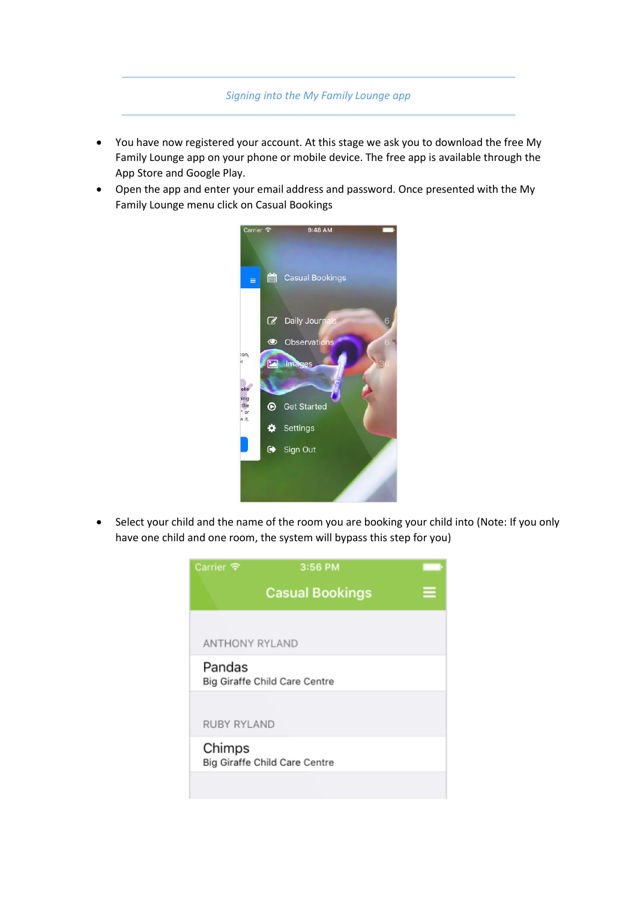*Signing into the My Family Lounge app*

- You have now registered your account. At this stage we ask you to download the free My Family Lounge app on your phone or mobile device. The free app is available through the App Store and Google Play.
- Open the app and enter your email address and password. Once presented with the My Family Lounge menu click on Casual Bookings

- Select your child and the name of the room you are booking your child into (Note: If you only have one child and one room, the system will bypass this step for you)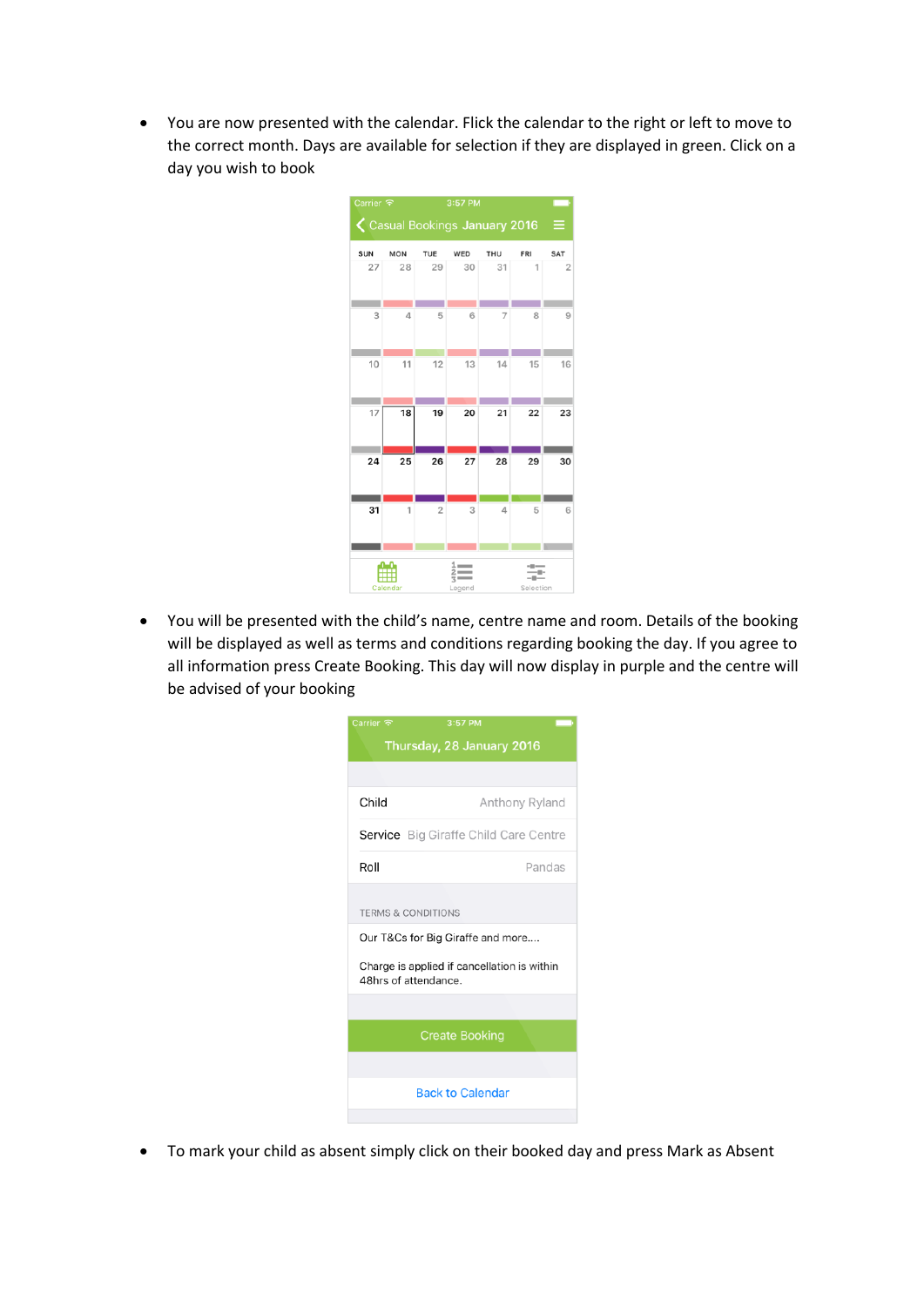- You are now presented with the calendar. Flick the calendar to the right or left to move to the correct month. Days are available for selection if they are displayed in green. Click on a day you wish to book

- You will be presented with the child's name, centre name and room. Details of the booking will be displayed as well as terms and conditions regarding booking the day. If you agree to all information press Create Booking. This day will now display in purple and the centre will be advised of your booking

- To mark your child as absent simply click on their booked day and press Mark as Absent